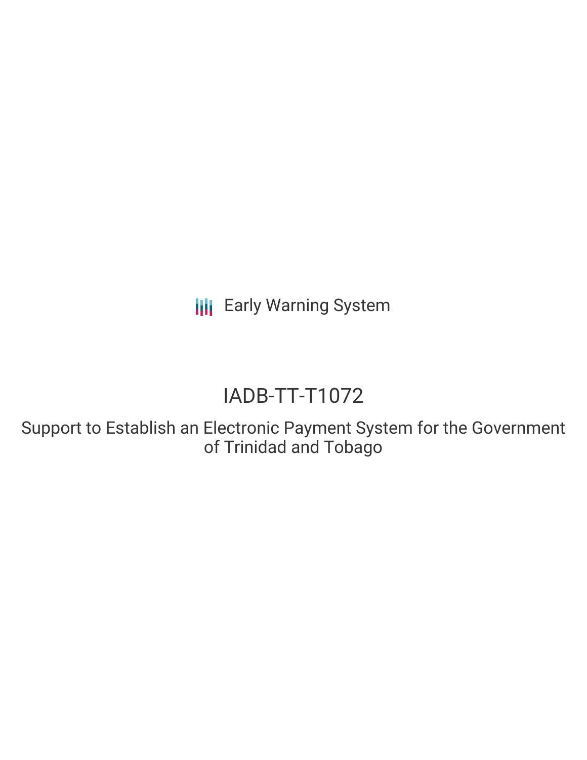Early Warning System

# IADB-TT-T1072

## Support to Establish an Electronic Payment System for the Government of Trinidad and Tobago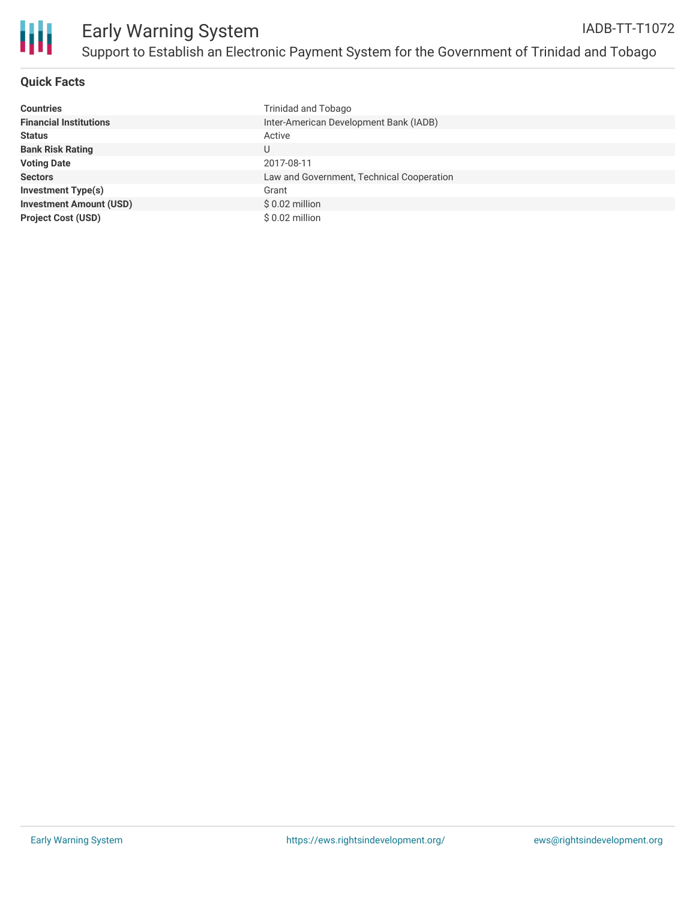# Early Warning System

IADB-TT-T1072

## Support to Establish an Electronic Payment System for the Government of Trinidad and Tobago

### Quick Facts

| | |
|---|---|
| **Countries** | Trinidad and Tobago |
| **Financial Institutions** | Inter-American Development Bank (IADB) |
| **Status** | Active |
| **Bank Risk Rating** | U |
| **Voting Date** | 2017-08-11 |
| **Sectors** | Law and Government, Technical Cooperation |
| **Investment Type(s)** | Grant |
| **Investment Amount (USD)** | $ 0.02 million |
| **Project Cost (USD)** | $ 0.02 million |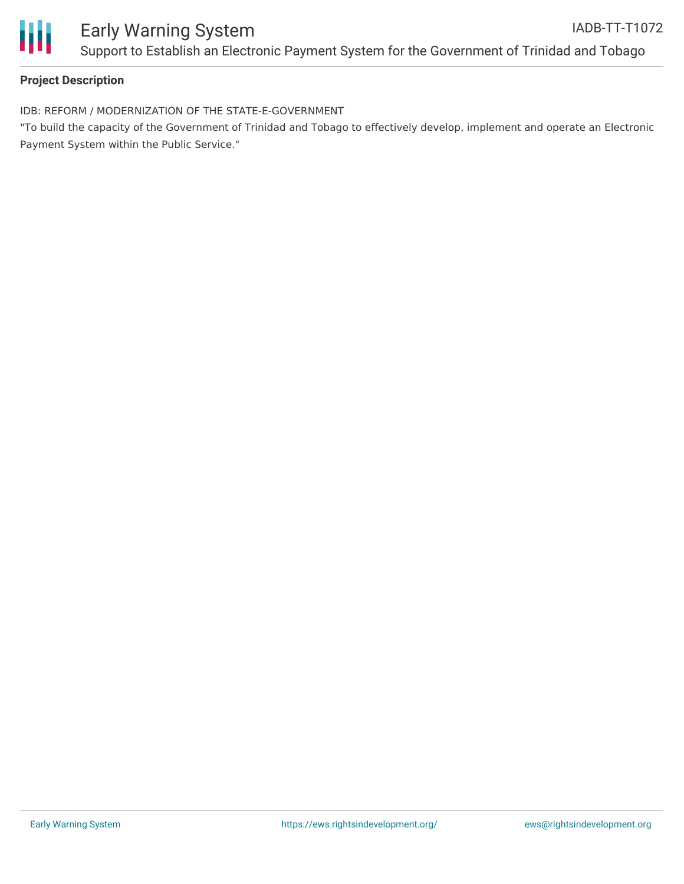**Project Description**

IDB: REFORM / MODERNIZATION OF THE STATE-E-GOVERNMENT

"To build the capacity of the Government of Trinidad and Tobago to effectively develop, implement and operate an Electronic Payment System within the Public Service."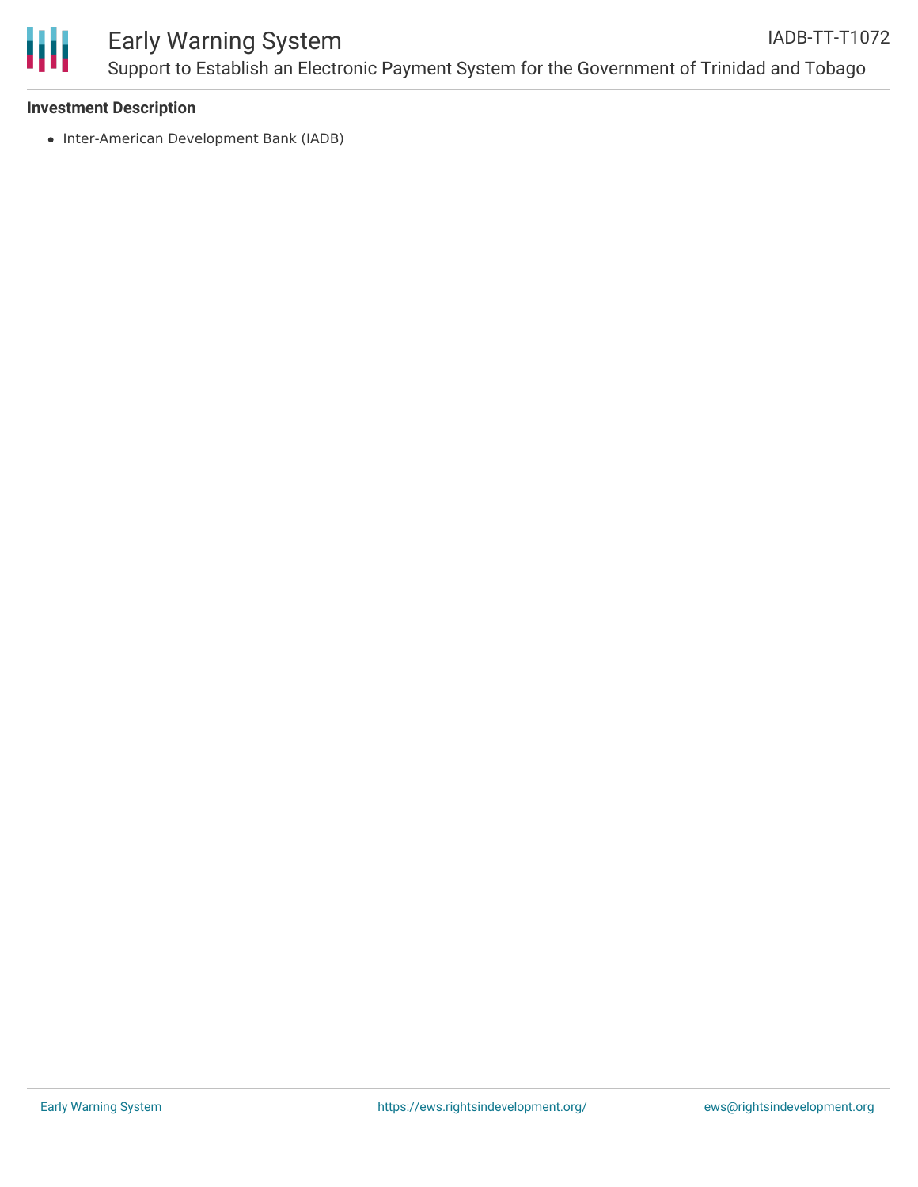**Investment Description**

- Inter-American Development Bank (IADB)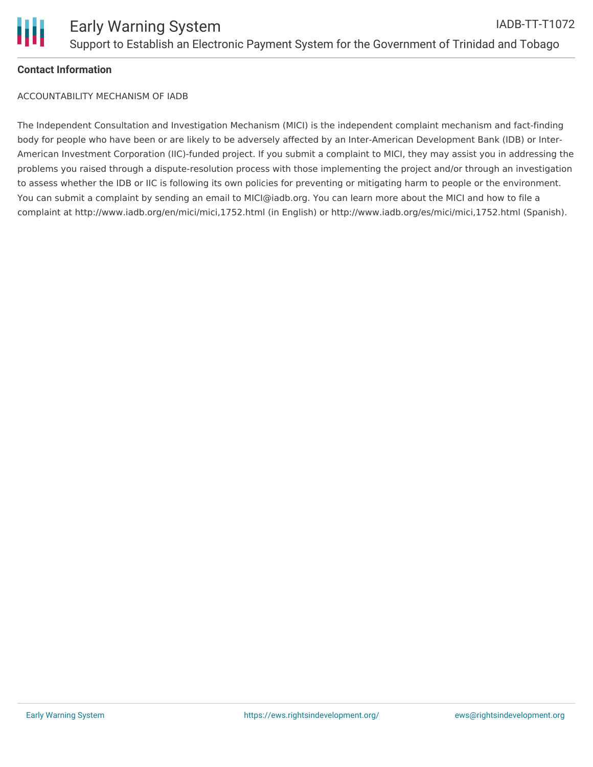**Contact Information**

ACCOUNTABILITY MECHANISM OF IADB

The Independent Consultation and Investigation Mechanism (MICI) is the independent complaint mechanism and fact-finding body for people who have been or are likely to be adversely affected by an Inter-American Development Bank (IDB) or Inter-American Investment Corporation (IIC)-funded project. If you submit a complaint to MICI, they may assist you in addressing the problems you raised through a dispute-resolution process with those implementing the project and/or through an investigation to assess whether the IDB or IIC is following its own policies for preventing or mitigating harm to people or the environment. You can submit a complaint by sending an email to MICI@iadb.org. You can learn more about the MICI and how to file a complaint at http://www.iadb.org/en/mici/mici,1752.html (in English) or http://www.iadb.org/es/mici/mici,1752.html (Spanish).